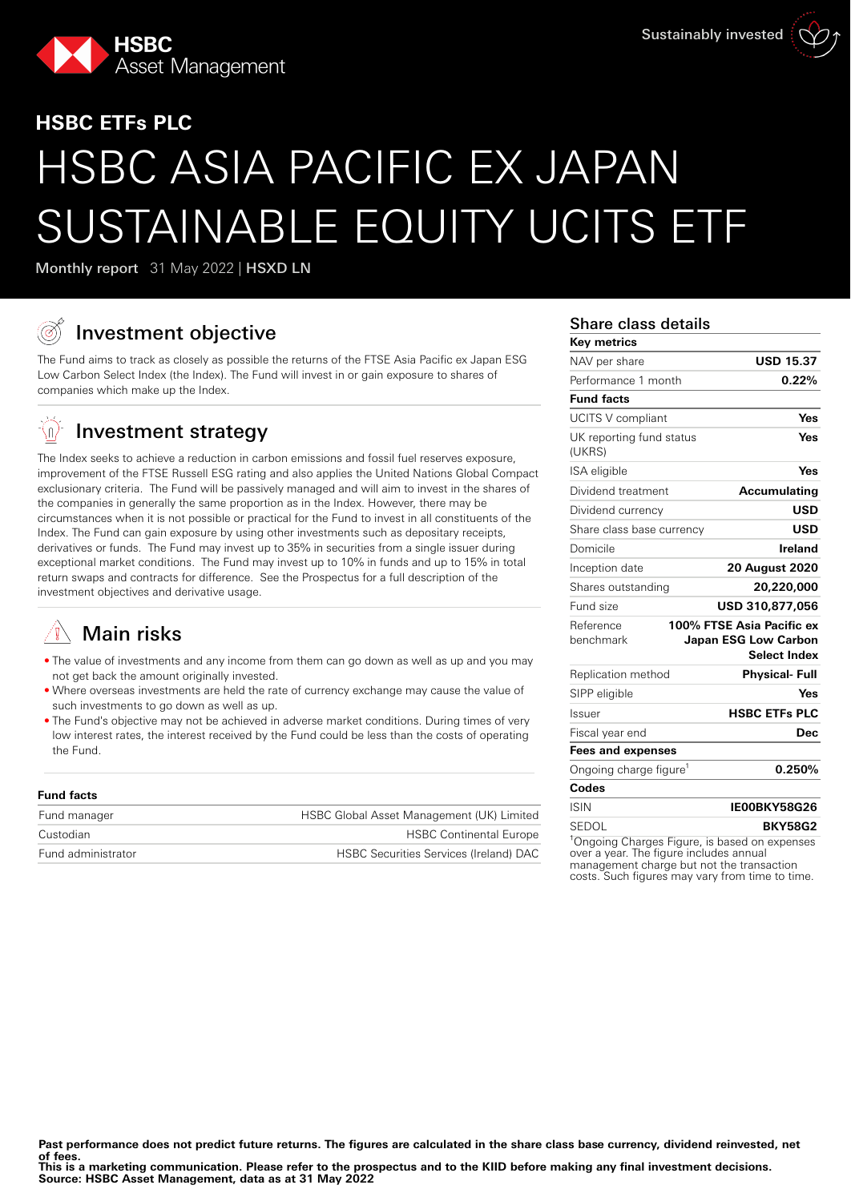HSBC Asset Management

Sustainably invested

## HSBC ETFs PLC

# HSBC ASIA PACIFIC EX JAPAN SUSTAINABLE EQUITY UCITS ETF

**Monthly report** 31 May 2022 | **HSXD LN**

## Investment objective

The Fund aims to track as closely as possible the returns of the FTSE Asia Pacific ex Japan ESG Low Carbon Select Index (the Index). The Fund will invest in or gain exposure to shares of companies which make up the Index.

## Investment strategy

The Index seeks to achieve a reduction in carbon emissions and fossil fuel reserves exposure, improvement of the FTSE Russell ESG rating and also applies the United Nations Global Compact exclusionary criteria. The Fund will be passively managed and will aim to invest in the shares of the companies in generally the same proportion as in the Index. However, there may be circumstances when it is not possible or practical for the Fund to invest in all constituents of the Index. The Fund can gain exposure by using other investments such as depositary receipts, derivatives or funds. The Fund may invest up to 35% in securities from a single issuer during exceptional market conditions. The Fund may invest up to 10% in funds and up to 15% in total return swaps and contracts for difference. See the Prospectus for a full description of the investment objectives and derivative usage.

## Main risks

- The value of investments and any income from them can go down as well as up and you may not get back the amount originally invested.
- Where overseas investments are held the rate of currency exchange may cause the value of such investments to go down as well as up.
- The Fund's objective may not be achieved in adverse market conditions. During times of very low interest rates, the interest received by the Fund could be less than the costs of operating the Fund.

**Fund facts**

| | |
|---|---|
| Fund manager | HSBC Global Asset Management (UK) Limited |
| Custodian | HSBC Continental Europe |
| Fund administrator | HSBC Securities Services (Ireland) DAC |

## Share class details

| | |
|---|---|
| **Key metrics** | |
| NAV per share | **USD 15.37** |
| Performance 1 month | **0.22%** |
| **Fund facts** | |
| UCITS V compliant | **Yes** |
| UK reporting fund status (UKRS) | **Yes** |
| ISA eligible | **Yes** |
| Dividend treatment | **Accumulating** |
| Dividend currency | **USD** |
| Share class base currency | **USD** |
| Domicile | **Ireland** |
| Inception date | **20 August 2020** |
| Shares outstanding | **20,220,000** |
| Fund size | **USD 310,877,056** |
| Reference benchmark | **100% FTSE Asia Pacific ex Japan ESG Low Carbon Select Index** |
| Replication method | **Physical- Full** |
| SIPP eligible | **Yes** |
| Issuer | **HSBC ETFs PLC** |
| Fiscal year end | **Dec** |
| **Fees and expenses** | |
| Ongoing charge figure[1] | **0.250%** |
| **Codes** | |
| ISIN | **IE00BKY58G26** |
| SEDOL | **BKY58G2** |

[1]Ongoing Charges Figure, is based on expenses over a year. The figure includes annual management charge but not the transaction costs. Such figures may vary from time to time.

**Past performance does not predict future returns. The figures are calculated in the share class base currency, dividend reinvested, net of fees.**
**This is a marketing communication. Please refer to the prospectus and to the KIID before making any final investment decisions.**
**Source: HSBC Asset Management, data as at 31 May 2022**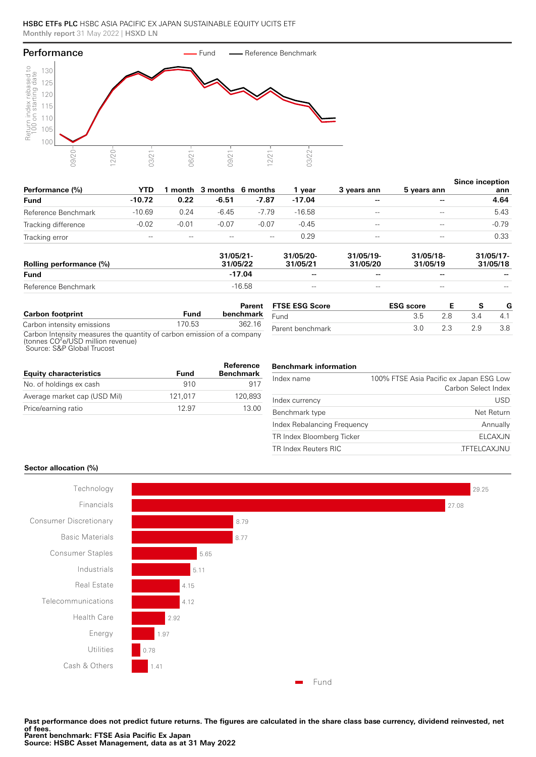HSBC ETFs PLC HSBC ASIA PACIFIC EX JAPAN SUSTAINABLE EQUITY UCITS ETF
Monthly report 31 May 2022 | HSXD LN

## Performance

| Performance (%) | YTD | 1 month | 3 months | 6 months | 1 year | 3 years ann | 5 years ann | Since inception ann |
|---|---|---|---|---|---|---|---|---|
| **Fund** | **-10.72** | **0.22** | **-6.51** | **-7.87** | **-17.04** | **--** | **--** | **4.64** |
| Reference Benchmark | -10.69 | 0.24 | -6.45 | -7.79 | -16.58 | -- | -- | 5.43 |
| Tracking difference | -0.02 | -0.01 | -0.07 | -0.07 | -0.45 | -- | -- | -0.79 |
| Tracking error | -- | -- | -- | -- | 0.29 | -- | -- | 0.33 |

| Rolling performance (%) | 31/05/21-31/05/22 | 31/05/20-31/05/21 | 31/05/19-31/05/20 | 31/05/18-31/05/19 | 31/05/17-31/05/18 |
|---|---|---|---|---|---|
| **Fund** | **-17.04** | **--** | **--** | **--** | **--** |
| Reference Benchmark | -16.58 | -- | -- | -- | -- |

| Carbon footprint | Fund | Parent benchmark |
|---|---|---|
| Carbon intensity emissions | 170.53 | 362.16 |

Carbon Intensity measures the quantity of carbon emission of a company (tonnes $CO^2e$/USD million revenue)
Source: S&P Global Trucost

| FTSE ESG Score | ESG score | E | S | G |
|---|---|---|---|---|
| Fund | 3.5 | 2.8 | 3.4 | 4.1 |
| Parent benchmark | 3.0 | 2.3 | 2.9 | 3.8 |

| Equity characteristics | Fund | Reference Benchmark |
|---|---|---|
| No. of holdings ex cash | 910 | 917 |
| Average market cap (USD Mil) | 121,017 | 120,893 |
| Price/earning ratio | 12.97 | 13.00 |

| Benchmark information | |
|---|---|
| Index name | 100% FTSE Asia Pacific ex Japan ESG Low Carbon Select Index |
| Index currency | USD |
| Benchmark type | Net Return |
| Index Rebalancing Frequency | Annually |
| TR Index Bloomberg Ticker | ELCAXJN |
| TR Index Reuters RIC | .TFTELCAXJNU |

### Sector allocation (%)

| Sector | Fund |
|---|---|
| Technology | 29.25 |
| Financials | 27.08 |
| Consumer Discretionary | 8.79 |
| Basic Materials | 8.77 |
| Consumer Staples | 5.65 |
| Industrials | 5.11 |
| Real Estate | 4.15 |
| Telecommunications | 4.12 |
| Health Care | 2.92 |
| Energy | 1.97 |
| Utilities | 0.78 |
| Cash & Others | 1.41 |

**Past performance does not predict future returns. The figures are calculated in the share class base currency, dividend reinvested, net of fees.**
**Parent benchmark: FTSE Asia Pacific Ex Japan**
**Source: HSBC Asset Management, data as at 31 May 2022**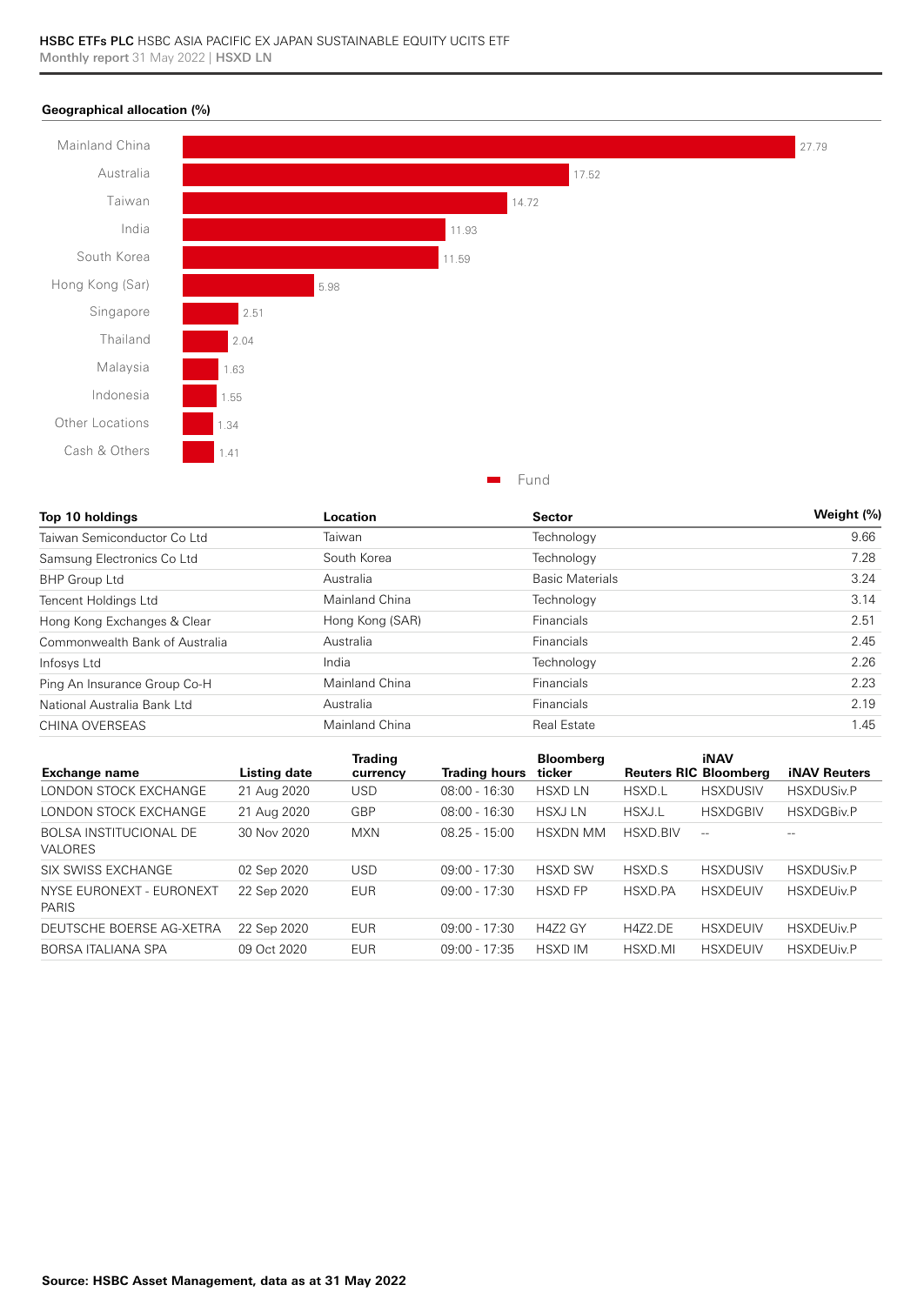## Geographical allocation (%)

| Location | Fund |
|---|---|
| Mainland China | 27.79 |
| Australia | 17.52 |
| Taiwan | 14.72 |
| India | 11.93 |
| South Korea | 11.59 |
| Hong Kong (Sar) | 5.98 |
| Singapore | 2.51 |
| Thailand | 2.04 |
| Malaysia | 1.63 |
| Indonesia | 1.55 |
| Other Locations | 1.34 |
| Cash & Others | 1.41 |

| Top 10 holdings | Location | Sector | Weight (%) |
|---|---|---|---|
| Taiwan Semiconductor Co Ltd | Taiwan | Technology | 9.66 |
| Samsung Electronics Co Ltd | South Korea | Technology | 7.28 |
| BHP Group Ltd | Australia | Basic Materials | 3.24 |
| Tencent Holdings Ltd | Mainland China | Technology | 3.14 |
| Hong Kong Exchanges & Clear | Hong Kong (SAR) | Financials | 2.51 |
| Commonwealth Bank of Australia | Australia | Financials | 2.45 |
| Infosys Ltd | India | Technology | 2.26 |
| Ping An Insurance Group Co-H | Mainland China | Financials | 2.23 |
| National Australia Bank Ltd | Australia | Financials | 2.19 |
| CHINA OVERSEAS | Mainland China | Real Estate | 1.45 |

| Exchange name | Listing date | Trading currency | Trading hours | Bloomberg ticker | Reuters RIC | iNAV Bloomberg | iNAV Reuters |
|---|---|---|---|---|---|---|---|
| LONDON STOCK EXCHANGE | 21 Aug 2020 | USD | 08:00 - 16:30 | HSXD LN | HSXD.L | HSXDUSIV | HSXDUSiv.P |
| LONDON STOCK EXCHANGE | 21 Aug 2020 | GBP | 08:00 - 16:30 | HSXJ LN | HSXJ.L | HSXDGBIV | HSXDGBiv.P |
| BOLSA INSTITUCIONAL DE VALORES | 30 Nov 2020 | MXN | 08.25 - 15:00 | HSXDN MM | HSXD.BIV | -- | -- |
| SIX SWISS EXCHANGE | 02 Sep 2020 | USD | 09:00 - 17:30 | HSXD SW | HSXD.S | HSXDUSIV | HSXDUSiv.P |
| NYSE EURONEXT - EURONEXT PARIS | 22 Sep 2020 | EUR | 09:00 - 17:30 | HSXD FP | HSXD.PA | HSXDEUIV | HSXDEUiv.P |
| DEUTSCHE BOERSE AG-XETRA | 22 Sep 2020 | EUR | 09:00 - 17:30 | H4Z2 GY | H4Z2.DE | HSXDEUIV | HSXDEUiv.P |
| BORSA ITALIANA SPA | 09 Oct 2020 | EUR | 09:00 - 17:35 | HSXD IM | HSXD.MI | HSXDEUIV | HSXDEUiv.P |

**Source: HSBC Asset Management, data as at 31 May 2022**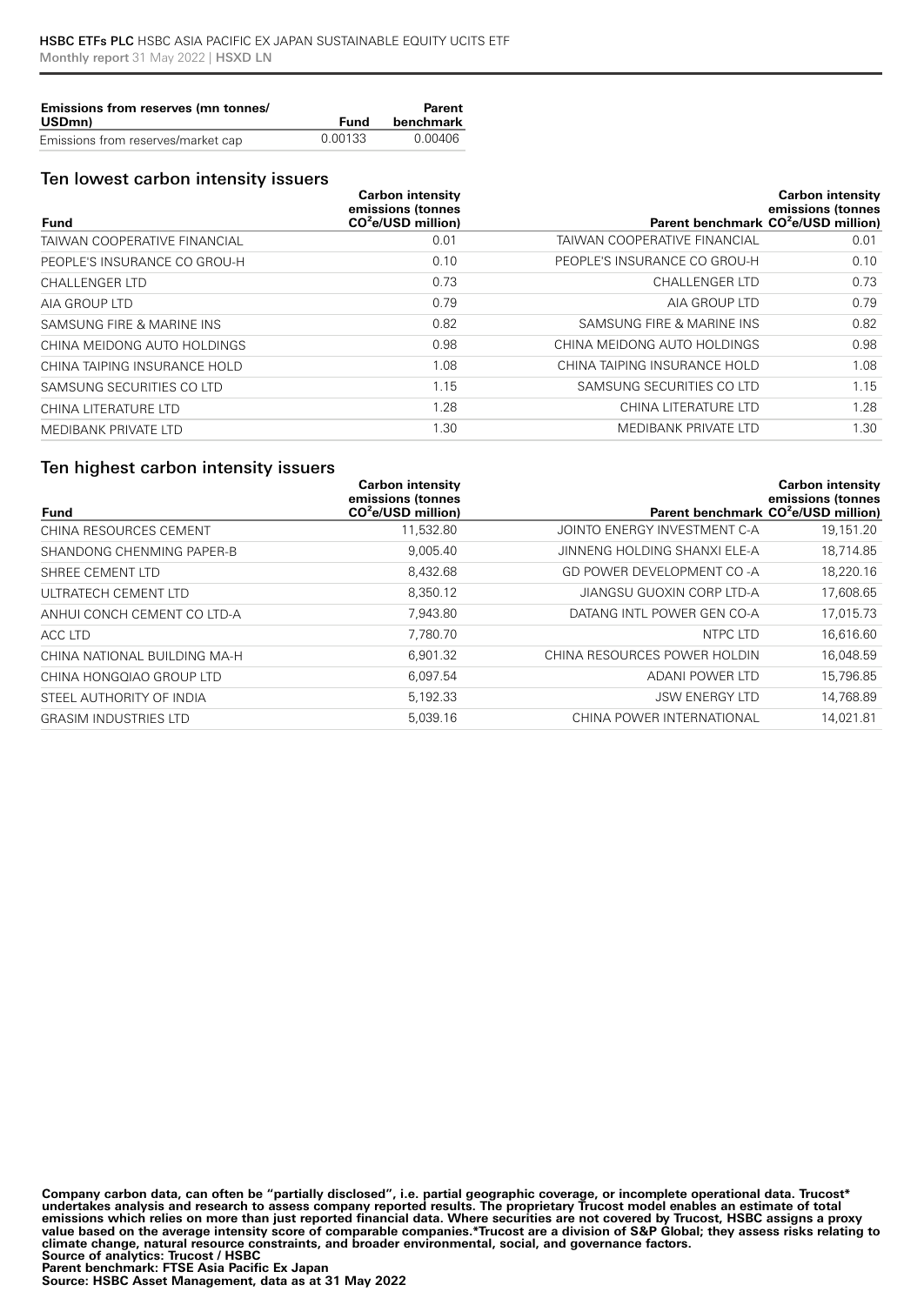| Emissions from reserves (mn tonnes/ USDmn) | Fund | Parent benchmark |
|---|---|---|
| Emissions from reserves/market cap | 0.00133 | 0.00406 |

## Ten lowest carbon intensity issuers

| Fund | Carbon intensity emissions (tonnes $CO^2e$/USD million) | Parent benchmark | Carbon intensity emissions (tonnes $CO^2e$/USD million) |
|---|---|---|---|
| TAIWAN COOPERATIVE FINANCIAL | 0.01 | TAIWAN COOPERATIVE FINANCIAL | 0.01 |
| PEOPLE'S INSURANCE CO GROU-H | 0.10 | PEOPLE'S INSURANCE CO GROU-H | 0.10 |
| CHALLENGER LTD | 0.73 | CHALLENGER LTD | 0.73 |
| AIA GROUP LTD | 0.79 | AIA GROUP LTD | 0.79 |
| SAMSUNG FIRE & MARINE INS | 0.82 | SAMSUNG FIRE & MARINE INS | 0.82 |
| CHINA MEIDONG AUTO HOLDINGS | 0.98 | CHINA MEIDONG AUTO HOLDINGS | 0.98 |
| CHINA TAIPING INSURANCE HOLD | 1.08 | CHINA TAIPING INSURANCE HOLD | 1.08 |
| SAMSUNG SECURITIES CO LTD | 1.15 | SAMSUNG SECURITIES CO LTD | 1.15 |
| CHINA LITERATURE LTD | 1.28 | CHINA LITERATURE LTD | 1.28 |
| MEDIBANK PRIVATE LTD | 1.30 | MEDIBANK PRIVATE LTD | 1.30 |

## Ten highest carbon intensity issuers

| Fund | Carbon intensity emissions (tonnes $CO^2e$/USD million) | Parent benchmark | Carbon intensity emissions (tonnes $CO^2e$/USD million) |
|---|---|---|---|
| CHINA RESOURCES CEMENT | 11,532.80 | JOINTO ENERGY INVESTMENT C-A | 19,151.20 |
| SHANDONG CHENMING PAPER-B | 9,005.40 | JINNENG HOLDING SHANXI ELE-A | 18,714.85 |
| SHREE CEMENT LTD | 8,432.68 | GD POWER DEVELOPMENT CO -A | 18,220.16 |
| ULTRATECH CEMENT LTD | 8,350.12 | JIANGSU GUOXIN CORP LTD-A | 17,608.65 |
| ANHUI CONCH CEMENT CO LTD-A | 7,943.80 | DATANG INTL POWER GEN CO-A | 17,015.73 |
| ACC LTD | 7,780.70 | NTPC LTD | 16,616.60 |
| CHINA NATIONAL BUILDING MA-H | 6,901.32 | CHINA RESOURCES POWER HOLDIN | 16,048.59 |
| CHINA HONGQIAO GROUP LTD | 6,097.54 | ADANI POWER LTD | 15,796.85 |
| STEEL AUTHORITY OF INDIA | 5,192.33 | JSW ENERGY LTD | 14,768.89 |
| GRASIM INDUSTRIES LTD | 5,039.16 | CHINA POWER INTERNATIONAL | 14,021.81 |

**Company carbon data, can often be "partially disclosed", i.e. partial geographic coverage, or incomplete operational data. Trucost* undertakes analysis and research to assess company reported results. The proprietary Trucost model enables an estimate of total emissions which relies on more than just reported financial data. Where securities are not covered by Trucost, HSBC assigns a proxy value based on the average intensity score of comparable companies.*Trucost are a division of S&P Global; they assess risks relating to climate change, natural resource constraints, and broader environmental, social, and governance factors.**
**Source of analytics: Trucost / HSBC**
**Parent benchmark: FTSE Asia Pacific Ex Japan**
**Source: HSBC Asset Management, data as at 31 May 2022**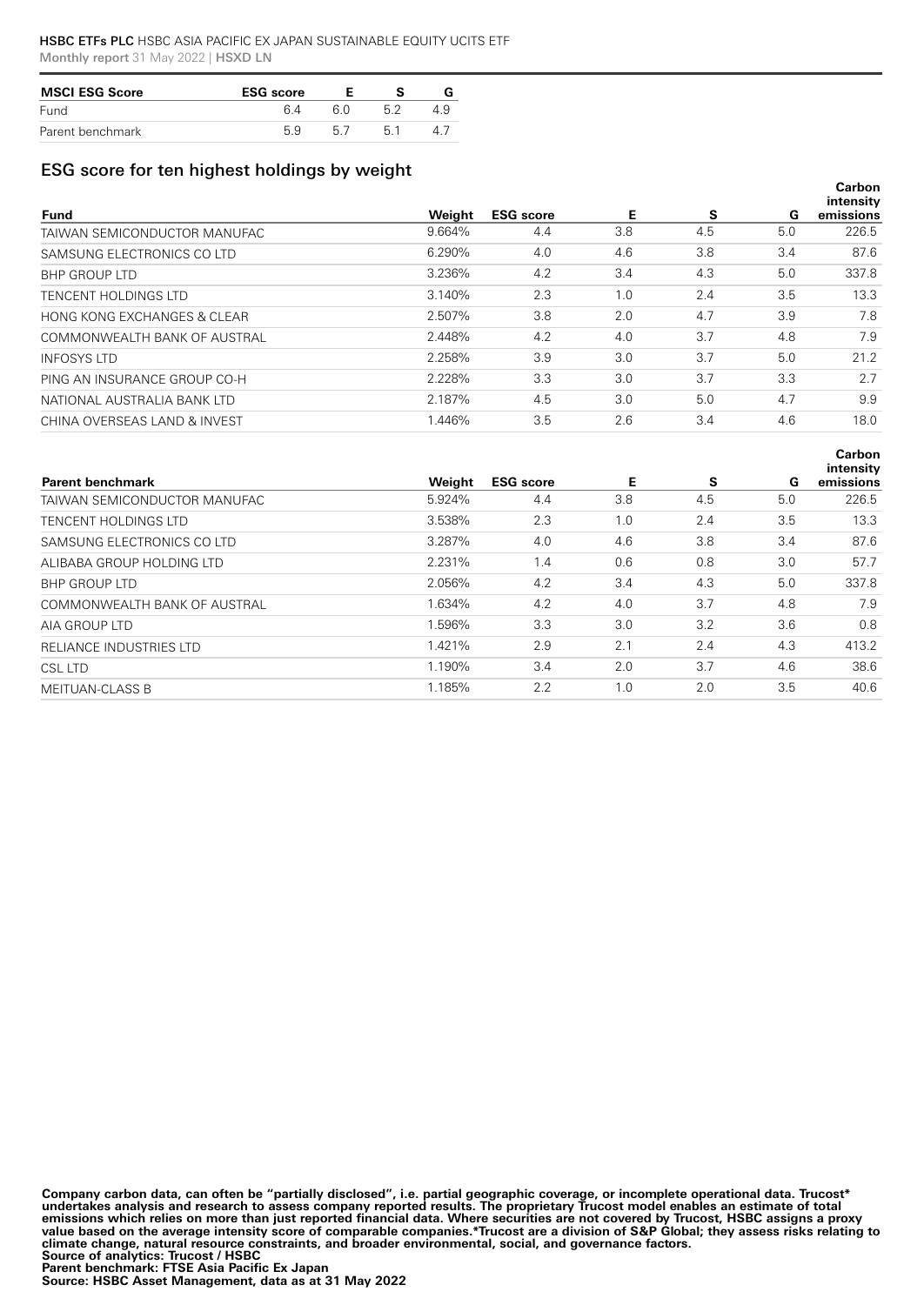| MSCI ESG Score | ESG score | E | S | G |
|---|---|---|---|---|
| Fund | 6.4 | 6.0 | 5.2 | 4.9 |
| Parent benchmark | 5.9 | 5.7 | 5.1 | 4.7 |

## ESG score for ten highest holdings by weight

| Fund | Weight | ESG score | E | S | G | Carbon intensity emissions |
|---|---|---|---|---|---|---|
| TAIWAN SEMICONDUCTOR MANUFAC | 9.664% | 4.4 | 3.8 | 4.5 | 5.0 | 226.5 |
| SAMSUNG ELECTRONICS CO LTD | 6.290% | 4.0 | 4.6 | 3.8 | 3.4 | 87.6 |
| BHP GROUP LTD | 3.236% | 4.2 | 3.4 | 4.3 | 5.0 | 337.8 |
| TENCENT HOLDINGS LTD | 3.140% | 2.3 | 1.0 | 2.4 | 3.5 | 13.3 |
| HONG KONG EXCHANGES & CLEAR | 2.507% | 3.8 | 2.0 | 4.7 | 3.9 | 7.8 |
| COMMONWEALTH BANK OF AUSTRAL | 2.448% | 4.2 | 4.0 | 3.7 | 4.8 | 7.9 |
| INFOSYS LTD | 2.258% | 3.9 | 3.0 | 3.7 | 5.0 | 21.2 |
| PING AN INSURANCE GROUP CO-H | 2.228% | 3.3 | 3.0 | 3.7 | 3.3 | 2.7 |
| NATIONAL AUSTRALIA BANK LTD | 2.187% | 4.5 | 3.0 | 5.0 | 4.7 | 9.9 |
| CHINA OVERSEAS LAND & INVEST | 1.446% | 3.5 | 2.6 | 3.4 | 4.6 | 18.0 |

| Parent benchmark | Weight | ESG score | E | S | G | Carbon intensity emissions |
|---|---|---|---|---|---|---|
| TAIWAN SEMICONDUCTOR MANUFAC | 5.924% | 4.4 | 3.8 | 4.5 | 5.0 | 226.5 |
| TENCENT HOLDINGS LTD | 3.538% | 2.3 | 1.0 | 2.4 | 3.5 | 13.3 |
| SAMSUNG ELECTRONICS CO LTD | 3.287% | 4.0 | 4.6 | 3.8 | 3.4 | 87.6 |
| ALIBABA GROUP HOLDING LTD | 2.231% | 1.4 | 0.6 | 0.8 | 3.0 | 57.7 |
| BHP GROUP LTD | 2.056% | 4.2 | 3.4 | 4.3 | 5.0 | 337.8 |
| COMMONWEALTH BANK OF AUSTRAL | 1.634% | 4.2 | 4.0 | 3.7 | 4.8 | 7.9 |
| AIA GROUP LTD | 1.596% | 3.3 | 3.0 | 3.2 | 3.6 | 0.8 |
| RELIANCE INDUSTRIES LTD | 1.421% | 2.9 | 2.1 | 2.4 | 4.3 | 413.2 |
| CSL LTD | 1.190% | 3.4 | 2.0 | 3.7 | 4.6 | 38.6 |
| MEITUAN-CLASS B | 1.185% | 2.2 | 1.0 | 2.0 | 3.5 | 40.6 |

**Company carbon data, can often be "partially disclosed", i.e. partial geographic coverage, or incomplete operational data. Trucost* undertakes analysis and research to assess company reported results. The proprietary Trucost model enables an estimate of total emissions which relies on more than just reported financial data. Where securities are not covered by Trucost, HSBC assigns a proxy value based on the average intensity score of comparable companies.*Trucost are a division of S&P Global; they assess risks relating to climate change, natural resource constraints, and broader environmental, social, and governance factors.**
**Source of analytics: Trucost / HSBC**
**Parent benchmark: FTSE Asia Pacific Ex Japan**
**Source: HSBC Asset Management, data as at 31 May 2022**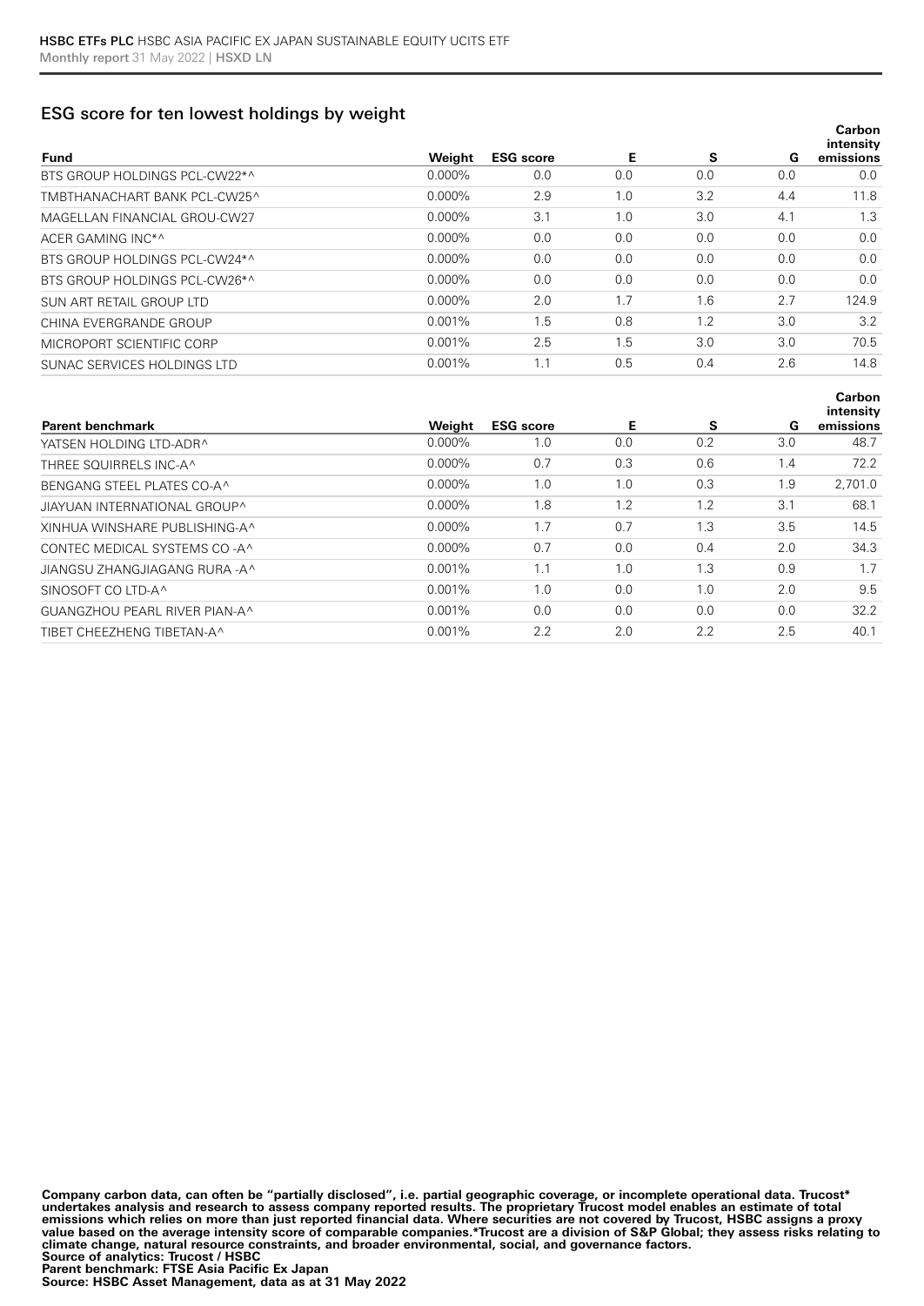## ESG score for ten lowest holdings by weight

| Fund | Weight | ESG score | E | S | G | Carbon intensity emissions |
|---|---|---|---|---|---|---|
| BTS GROUP HOLDINGS PCL-CW22*^ | 0.000% | 0.0 | 0.0 | 0.0 | 0.0 | 0.0 |
| TMBTHANACHART BANK PCL-CW25^ | 0.000% | 2.9 | 1.0 | 3.2 | 4.4 | 11.8 |
| MAGELLAN FINANCIAL GROU-CW27 | 0.000% | 3.1 | 1.0 | 3.0 | 4.1 | 1.3 |
| ACER GAMING INC*^ | 0.000% | 0.0 | 0.0 | 0.0 | 0.0 | 0.0 |
| BTS GROUP HOLDINGS PCL-CW24*^ | 0.000% | 0.0 | 0.0 | 0.0 | 0.0 | 0.0 |
| BTS GROUP HOLDINGS PCL-CW26*^ | 0.000% | 0.0 | 0.0 | 0.0 | 0.0 | 0.0 |
| SUN ART RETAIL GROUP LTD | 0.000% | 2.0 | 1.7 | 1.6 | 2.7 | 124.9 |
| CHINA EVERGRANDE GROUP | 0.001% | 1.5 | 0.8 | 1.2 | 3.0 | 3.2 |
| MICROPORT SCIENTIFIC CORP | 0.001% | 2.5 | 1.5 | 3.0 | 3.0 | 70.5 |
| SUNAC SERVICES HOLDINGS LTD | 0.001% | 1.1 | 0.5 | 0.4 | 2.6 | 14.8 |

| Parent benchmark | Weight | ESG score | E | S | G | Carbon intensity emissions |
|---|---|---|---|---|---|---|
| YATSEN HOLDING LTD-ADR^ | 0.000% | 1.0 | 0.0 | 0.2 | 3.0 | 48.7 |
| THREE SQUIRRELS INC-A^ | 0.000% | 0.7 | 0.3 | 0.6 | 1.4 | 72.2 |
| BENGANG STEEL PLATES CO-A^ | 0.000% | 1.0 | 1.0 | 0.3 | 1.9 | 2,701.0 |
| JIAYUAN INTERNATIONAL GROUP^ | 0.000% | 1.8 | 1.2 | 1.2 | 3.1 | 68.1 |
| XINHUA WINSHARE PUBLISHING-A^ | 0.000% | 1.7 | 0.7 | 1.3 | 3.5 | 14.5 |
| CONTEC MEDICAL SYSTEMS CO -A^ | 0.000% | 0.7 | 0.0 | 0.4 | 2.0 | 34.3 |
| JIANGSU ZHANGJIAGANG RURA -A^ | 0.001% | 1.1 | 1.0 | 1.3 | 0.9 | 1.7 |
| SINOSOFT CO LTD-A^ | 0.001% | 1.0 | 0.0 | 1.0 | 2.0 | 9.5 |
| GUANGZHOU PEARL RIVER PIAN-A^ | 0.001% | 0.0 | 0.0 | 0.0 | 0.0 | 32.2 |
| TIBET CHEEZHENG TIBETAN-A^ | 0.001% | 2.2 | 2.0 | 2.2 | 2.5 | 40.1 |

**Company carbon data, can often be "partially disclosed", i.e. partial geographic coverage, or incomplete operational data. Trucost* undertakes analysis and research to assess company reported results. The proprietary Trucost model enables an estimate of total emissions which relies on more than just reported financial data. Where securities are not covered by Trucost, HSBC assigns a proxy value based on the average intensity score of comparable companies.*Trucost are a division of S&P Global; they assess risks relating to climate change, natural resource constraints, and broader environmental, social, and governance factors.**
**Source of analytics: Trucost / HSBC**
**Parent benchmark: FTSE Asia Pacific Ex Japan**
**Source: HSBC Asset Management, data as at 31 May 2022**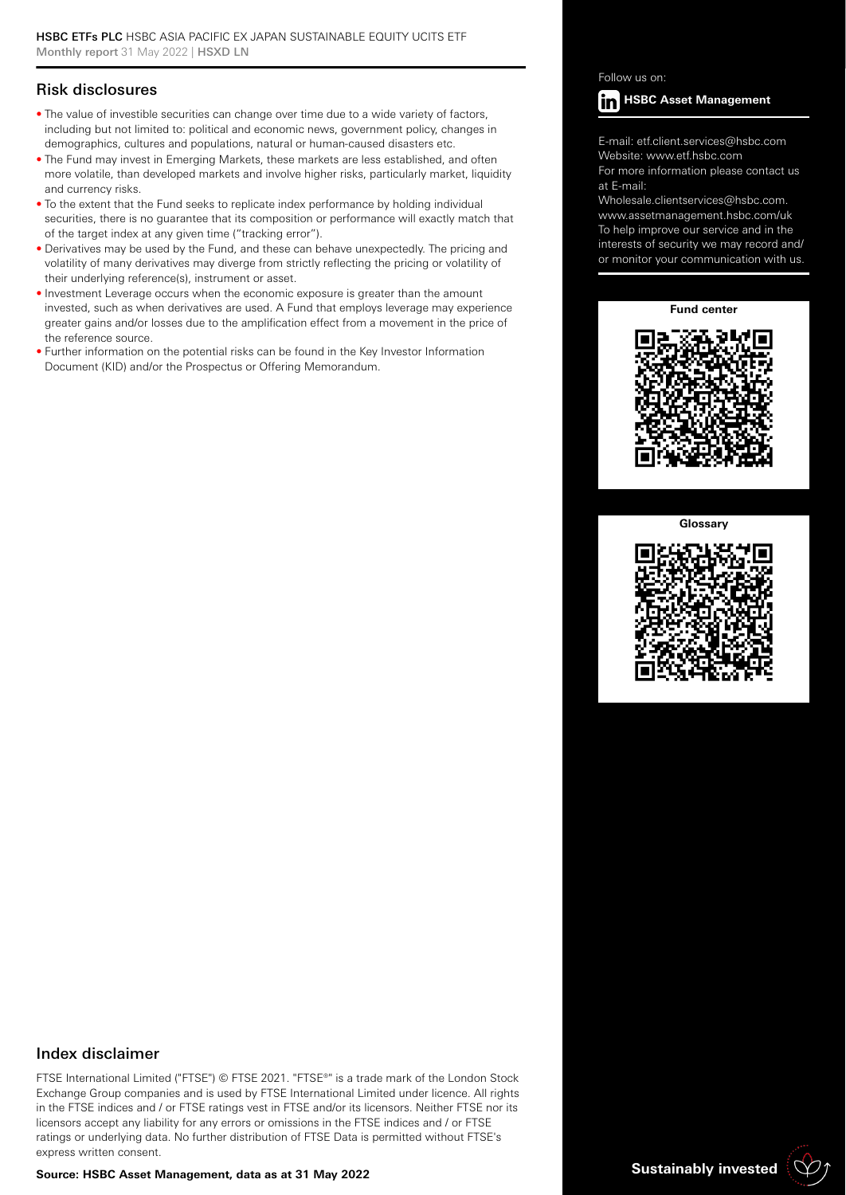## Risk disclosures

- The value of investible securities can change over time due to a wide variety of factors, including but not limited to: political and economic news, government policy, changes in demographics, cultures and populations, natural or human-caused disasters etc.
- The Fund may invest in Emerging Markets, these markets are less established, and often more volatile, than developed markets and involve higher risks, particularly market, liquidity and currency risks.
- To the extent that the Fund seeks to replicate index performance by holding individual securities, there is no guarantee that its composition or performance will exactly match that of the target index at any given time ("tracking error").
- Derivatives may be used by the Fund, and these can behave unexpectedly. The pricing and volatility of many derivatives may diverge from strictly reflecting the pricing or volatility of their underlying reference(s), instrument or asset.
- Investment Leverage occurs when the economic exposure is greater than the amount invested, such as when derivatives are used. A Fund that employs leverage may experience greater gains and/or losses due to the amplification effect from a movement in the price of the reference source.
- Further information on the potential risks can be found in the Key Investor Information Document (KID) and/or the Prospectus or Offering Memorandum.

## Index disclaimer

FTSE International Limited ("FTSE") © FTSE 2021. "FTSE®" is a trade mark of the London Stock Exchange Group companies and is used by FTSE International Limited under licence. All rights in the FTSE indices and / or FTSE ratings vest in FTSE and/or its licensors. Neither FTSE nor its licensors accept any liability for any errors or omissions in the FTSE indices and / or FTSE ratings or underlying data. No further distribution of FTSE Data is permitted without FTSE's express written consent.

**Source: HSBC Asset Management, data as at 31 May 2022**

Follow us on:

**HSBC Asset Management**

E-mail: etf.client.services@hsbc.com
Website: www.etf.hsbc.com
For more information please contact us at E-mail:
Wholesale.clientservices@hsbc.com.
www.assetmanagement.hsbc.com/uk
To help improve our service and in the interests of security we may record and/or monitor your communication with us.

**Fund center**

**Glossary**

**Sustainably invested**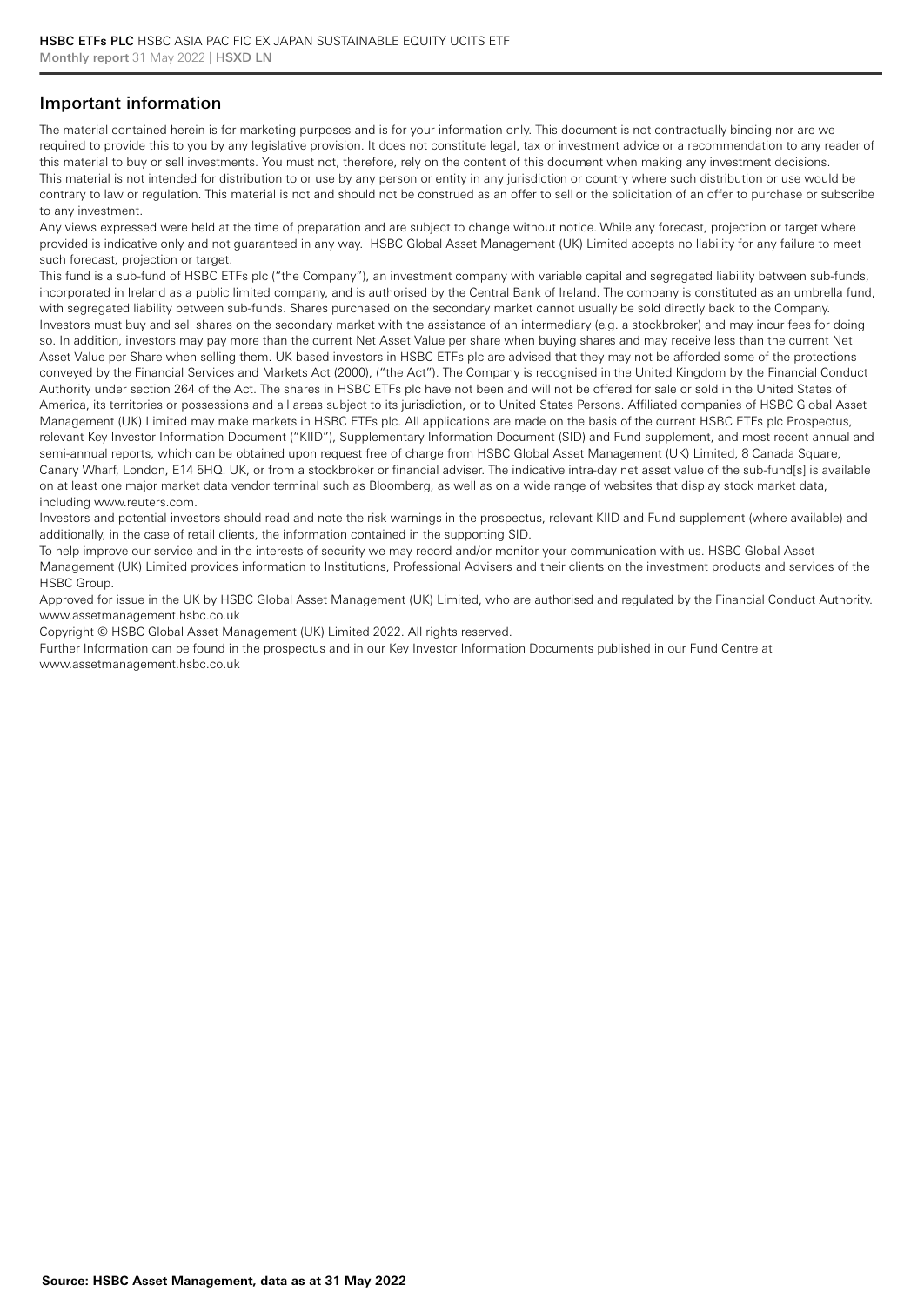## Important information

The material contained herein is for marketing purposes and is for your information only. This document is not contractually binding nor are we required to provide this to you by any legislative provision. It does not constitute legal, tax or investment advice or a recommendation to any reader of this material to buy or sell investments. You must not, therefore, rely on the content of this document when making any investment decisions.

This material is not intended for distribution to or use by any person or entity in any jurisdiction or country where such distribution or use would be contrary to law or regulation. This material is not and should not be construed as an offer to sell or the solicitation of an offer to purchase or subscribe to any investment.

Any views expressed were held at the time of preparation and are subject to change without notice. While any forecast, projection or target where provided is indicative only and not guaranteed in any way. HSBC Global Asset Management (UK) Limited accepts no liability for any failure to meet such forecast, projection or target.

This fund is a sub-fund of HSBC ETFs plc ("the Company"), an investment company with variable capital and segregated liability between sub-funds, incorporated in Ireland as a public limited company, and is authorised by the Central Bank of Ireland. The company is constituted as an umbrella fund, with segregated liability between sub-funds. Shares purchased on the secondary market cannot usually be sold directly back to the Company. Investors must buy and sell shares on the secondary market with the assistance of an intermediary (e.g. a stockbroker) and may incur fees for doing so. In addition, investors may pay more than the current Net Asset Value per share when buying shares and may receive less than the current Net Asset Value per Share when selling them. UK based investors in HSBC ETFs plc are advised that they may not be afforded some of the protections conveyed by the Financial Services and Markets Act (2000), ("the Act"). The Company is recognised in the United Kingdom by the Financial Conduct Authority under section 264 of the Act. The shares in HSBC ETFs plc have not been and will not be offered for sale or sold in the United States of America, its territories or possessions and all areas subject to its jurisdiction, or to United States Persons. Affiliated companies of HSBC Global Asset Management (UK) Limited may make markets in HSBC ETFs plc. All applications are made on the basis of the current HSBC ETFs plc Prospectus, relevant Key Investor Information Document ("KIID"), Supplementary Information Document (SID) and Fund supplement, and most recent annual and semi-annual reports, which can be obtained upon request free of charge from HSBC Global Asset Management (UK) Limited, 8 Canada Square, Canary Wharf, London, E14 5HQ. UK, or from a stockbroker or financial adviser. The indicative intra-day net asset value of the sub-fund[s] is available on at least one major market data vendor terminal such as Bloomberg, as well as on a wide range of websites that display stock market data, including www.reuters.com.

Investors and potential investors should read and note the risk warnings in the prospectus, relevant KIID and Fund supplement (where available) and additionally, in the case of retail clients, the information contained in the supporting SID.

To help improve our service and in the interests of security we may record and/or monitor your communication with us. HSBC Global Asset Management (UK) Limited provides information to Institutions, Professional Advisers and their clients on the investment products and services of the HSBC Group.

Approved for issue in the UK by HSBC Global Asset Management (UK) Limited, who are authorised and regulated by the Financial Conduct Authority. www.assetmanagement.hsbc.co.uk

Copyright © HSBC Global Asset Management (UK) Limited 2022. All rights reserved.

Further Information can be found in the prospectus and in our Key Investor Information Documents published in our Fund Centre at www.assetmanagement.hsbc.co.uk

**Source: HSBC Asset Management, data as at 31 May 2022**